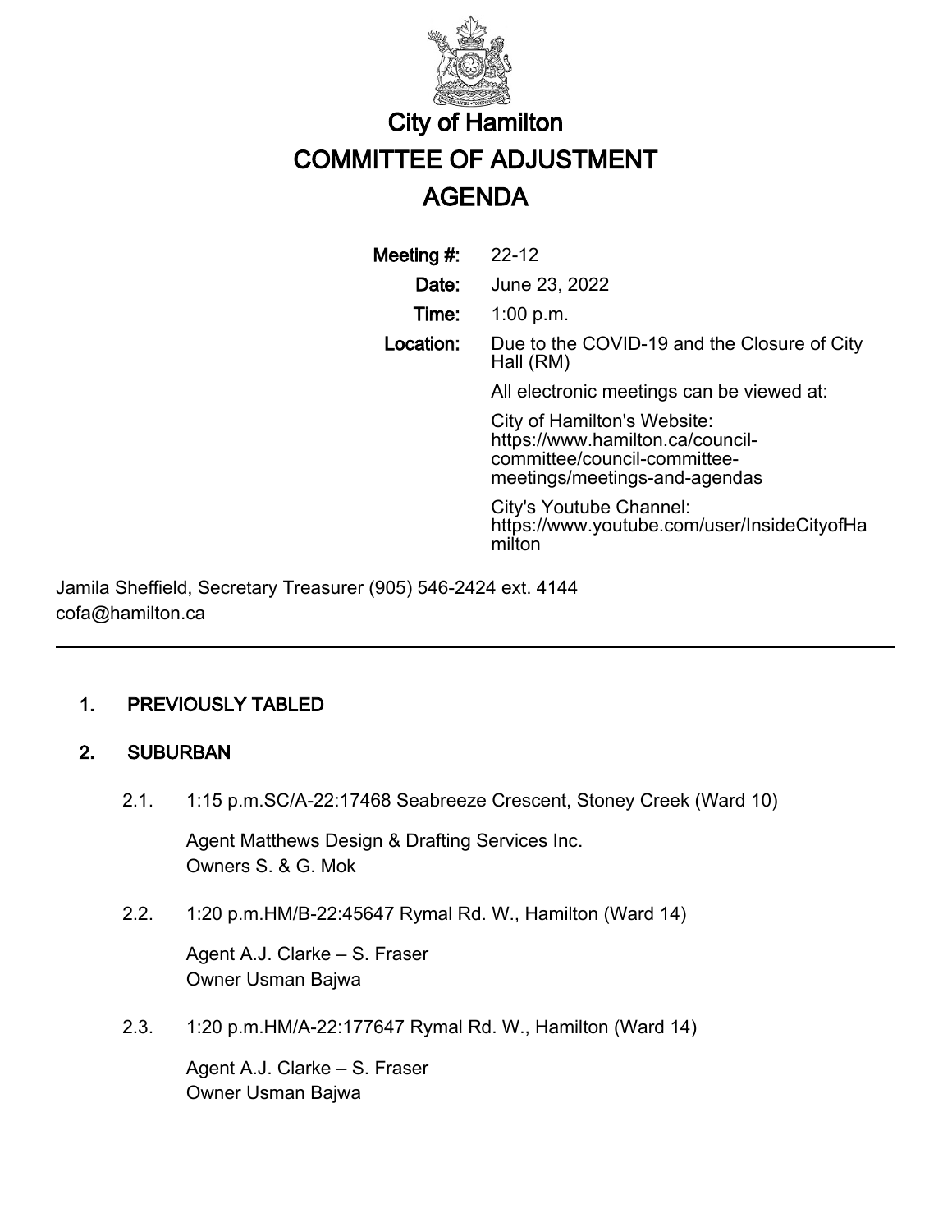# City of Hamilton
# COMMITTEE OF ADJUSTMENT
# AGENDA

**Meeting #:** 22-12

**Date:** June 23, 2022

**Time:** 1:00 p.m.

**Location:** Due to the COVID-19 and the Closure of City Hall (RM)

All electronic meetings can be viewed at:

City of Hamilton's Website: https://www.hamilton.ca/council-committee/council-committee-meetings/meetings-and-agendas

City's Youtube Channel: https://www.youtube.com/user/InsideCityofHamilton

Jamila Sheffield, Secretary Treasurer (905) 546-2424 ext. 4144
cofa@hamilton.ca

---

## 1. PREVIOUSLY TABLED

## 2. SUBURBAN

2.1. 1:15 p.m.SC/A-22:17468 Seabreeze Crescent, Stoney Creek (Ward 10)

Agent Matthews Design & Drafting Services Inc.
Owners S. & G. Mok

2.2. 1:20 p.m.HM/B-22:45647 Rymal Rd. W., Hamilton (Ward 14)

Agent A.J. Clarke – S. Fraser
Owner Usman Bajwa

2.3. 1:20 p.m.HM/A-22:177647 Rymal Rd. W., Hamilton (Ward 14)

Agent A.J. Clarke – S. Fraser
Owner Usman Bajwa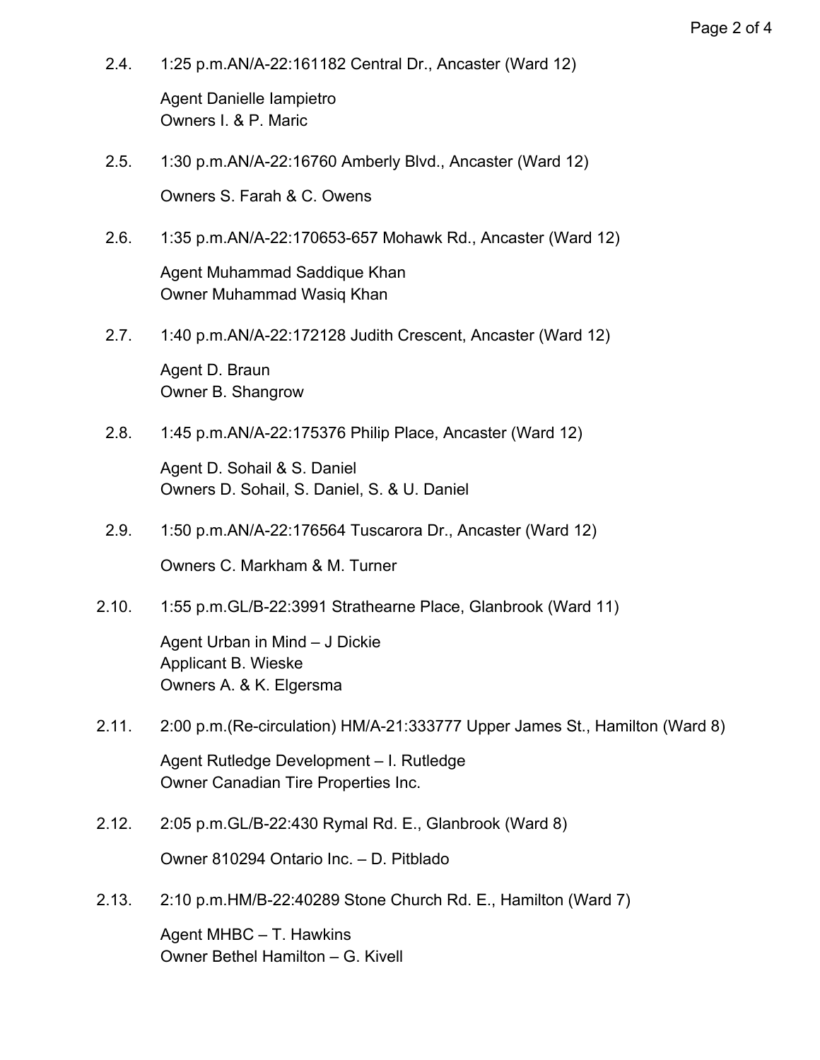2.4. 1:25 p.m.AN/A-22:161182 Central Dr., Ancaster (Ward 12)

Agent Danielle Iampietro
Owners I. & P. Maric

2.5. 1:30 p.m.AN/A-22:16760 Amberly Blvd., Ancaster (Ward 12)

Owners S. Farah & C. Owens

2.6. 1:35 p.m.AN/A-22:170653-657 Mohawk Rd., Ancaster (Ward 12)

Agent Muhammad Saddique Khan
Owner Muhammad Wasiq Khan

2.7. 1:40 p.m.AN/A-22:172128 Judith Crescent, Ancaster (Ward 12)

Agent D. Braun
Owner B. Shangrow

2.8. 1:45 p.m.AN/A-22:175376 Philip Place, Ancaster (Ward 12)

Agent D. Sohail & S. Daniel
Owners D. Sohail, S. Daniel, S. & U. Daniel

2.9. 1:50 p.m.AN/A-22:176564 Tuscarora Dr., Ancaster (Ward 12)

Owners C. Markham & M. Turner

2.10. 1:55 p.m.GL/B-22:3991 Strathearne Place, Glanbrook (Ward 11)

Agent Urban in Mind – J Dickie
Applicant B. Wieske
Owners A. & K. Elgersma

2.11. 2:00 p.m.(Re-circulation) HM/A-21:333777 Upper James St., Hamilton (Ward 8)

Agent Rutledge Development – I. Rutledge
Owner Canadian Tire Properties Inc.

2.12. 2:05 p.m.GL/B-22:430 Rymal Rd. E., Glanbrook (Ward 8)

Owner 810294 Ontario Inc. – D. Pitblado

2.13. 2:10 p.m.HM/B-22:40289 Stone Church Rd. E., Hamilton (Ward 7)

Agent MHBC – T. Hawkins
Owner Bethel Hamilton – G. Kivell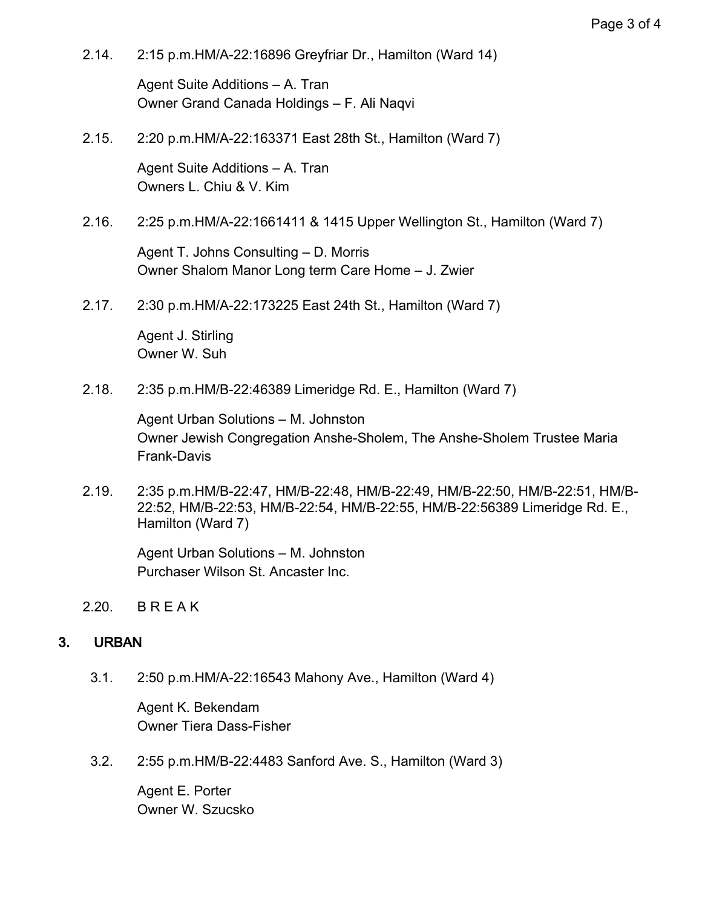2.14. 2:15 p.m.HM/A-22:16896 Greyfriar Dr., Hamilton (Ward 14)

Agent Suite Additions – A. Tran
Owner Grand Canada Holdings – F. Ali Naqvi

2.15. 2:20 p.m.HM/A-22:163371 East 28th St., Hamilton (Ward 7)

Agent Suite Additions – A. Tran
Owners L. Chiu & V. Kim

2.16. 2:25 p.m.HM/A-22:1661411 & 1415 Upper Wellington St., Hamilton (Ward 7)

Agent T. Johns Consulting – D. Morris
Owner Shalom Manor Long term Care Home – J. Zwier

2.17. 2:30 p.m.HM/A-22:173225 East 24th St., Hamilton (Ward 7)

Agent J. Stirling
Owner W. Suh

2.18. 2:35 p.m.HM/B-22:46389 Limeridge Rd. E., Hamilton (Ward 7)

Agent Urban Solutions – M. Johnston
Owner Jewish Congregation Anshe-Sholem, The Anshe-Sholem Trustee Maria Frank-Davis

2.19. 2:35 p.m.HM/B-22:47, HM/B-22:48, HM/B-22:49, HM/B-22:50, HM/B-22:51, HM/B-22:52, HM/B-22:53, HM/B-22:54, HM/B-22:55, HM/B-22:56389 Limeridge Rd. E., Hamilton (Ward 7)

Agent Urban Solutions – M. Johnston
Purchaser Wilson St. Ancaster Inc.

2.20. B R E A K

## 3. URBAN

3.1. 2:50 p.m.HM/A-22:16543 Mahony Ave., Hamilton (Ward 4)

Agent K. Bekendam
Owner Tiera Dass-Fisher

3.2. 2:55 p.m.HM/B-22:4483 Sanford Ave. S., Hamilton (Ward 3)

Agent E. Porter
Owner W. Szucsko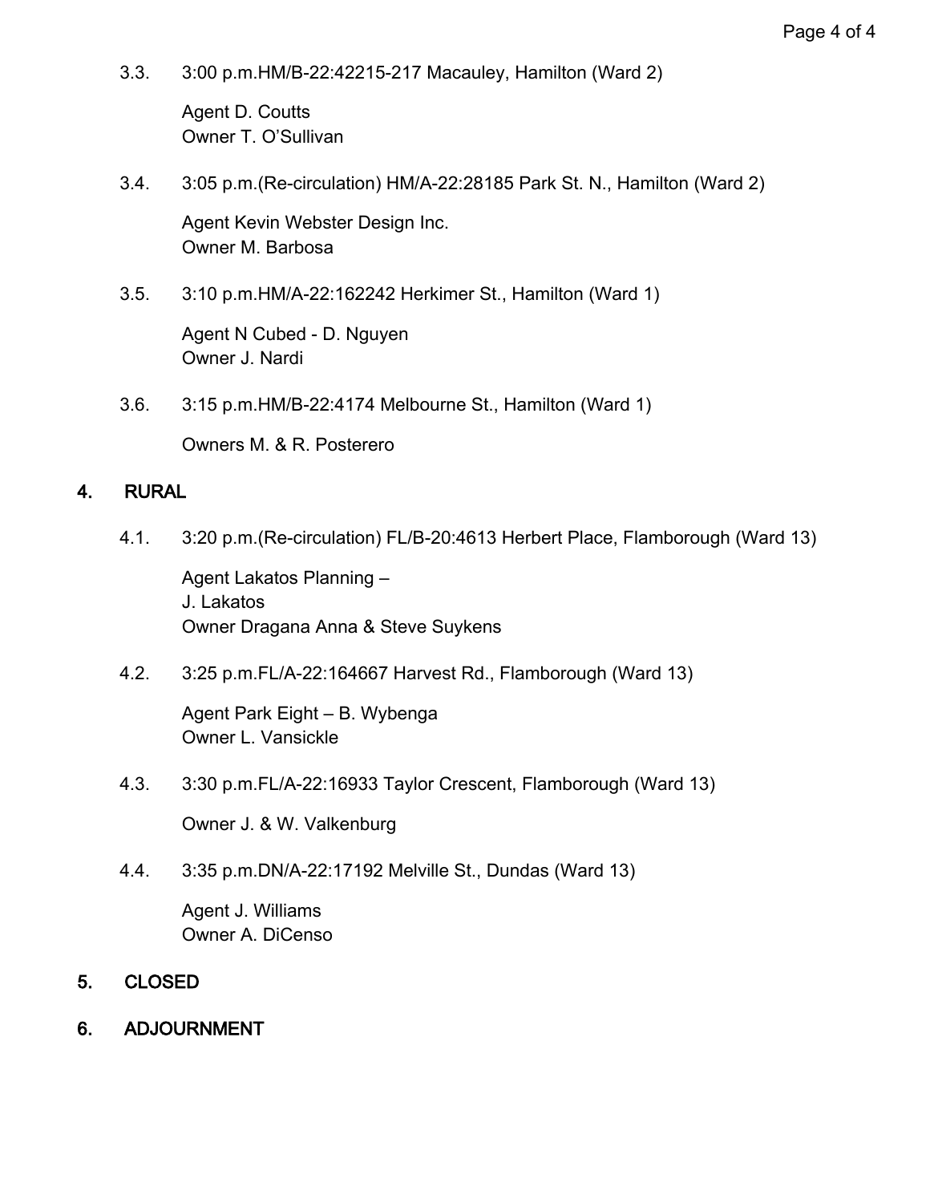3.3. 3:00 p.m.HM/B-22:42215-217 Macauley, Hamilton (Ward 2)

Agent D. Coutts
Owner T. O'Sullivan

3.4. 3:05 p.m.(Re-circulation) HM/A-22:28185 Park St. N., Hamilton (Ward 2)

Agent Kevin Webster Design Inc.
Owner M. Barbosa

3.5. 3:10 p.m.HM/A-22:162242 Herkimer St., Hamilton (Ward 1)

Agent N Cubed - D. Nguyen
Owner J. Nardi

3.6. 3:15 p.m.HM/B-22:4174 Melbourne St., Hamilton (Ward 1)

Owners M. & R. Posterero

## 4. RURAL

4.1. 3:20 p.m.(Re-circulation) FL/B-20:4613 Herbert Place, Flamborough (Ward 13)

Agent Lakatos Planning –
J. Lakatos
Owner Dragana Anna & Steve Suykens

4.2. 3:25 p.m.FL/A-22:164667 Harvest Rd., Flamborough (Ward 13)

Agent Park Eight – B. Wybenga
Owner L. Vansickle

4.3. 3:30 p.m.FL/A-22:16933 Taylor Crescent, Flamborough (Ward 13)

Owner J. & W. Valkenburg

4.4. 3:35 p.m.DN/A-22:17192 Melville St., Dundas (Ward 13)

Agent J. Williams
Owner A. DiCenso

## 5. CLOSED

## 6. ADJOURNMENT